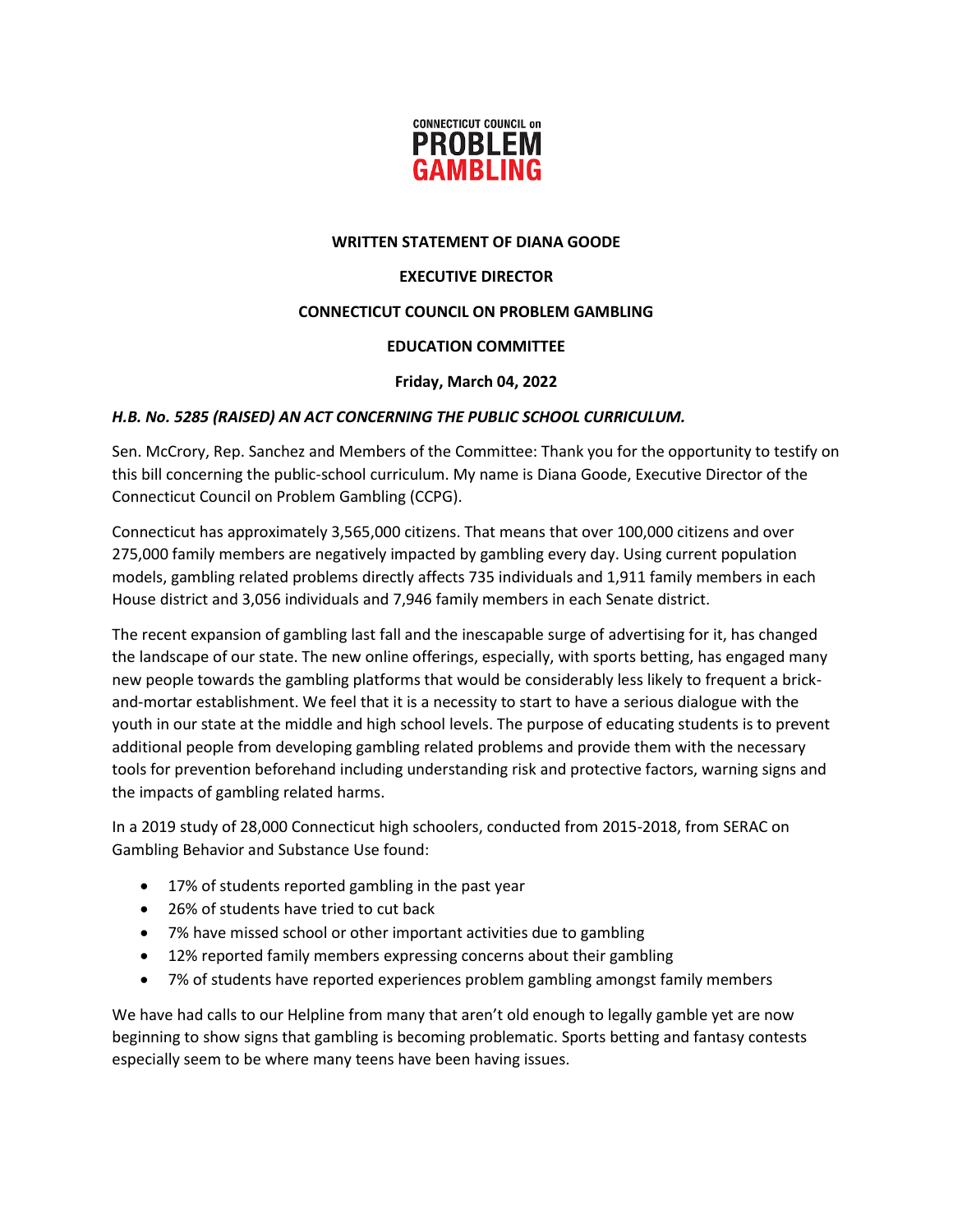CONNECTICUT COUNCIL on
PROBLEM
GAMBLING

**WRITTEN STATEMENT OF DIANA GOODE**

**EXECUTIVE DIRECTOR**

**CONNECTICUT COUNCIL ON PROBLEM GAMBLING**

**EDUCATION COMMITTEE**

**Friday, March 04, 2022**

***H.B. No. 5285 (RAISED) AN ACT CONCERNING THE PUBLIC SCHOOL CURRICULUM.***

Sen. McCrory, Rep. Sanchez and Members of the Committee: Thank you for the opportunity to testify on this bill concerning the public-school curriculum. My name is Diana Goode, Executive Director of the Connecticut Council on Problem Gambling (CCPG).

Connecticut has approximately 3,565,000 citizens. That means that over 100,000 citizens and over 275,000 family members are negatively impacted by gambling every day. Using current population models, gambling related problems directly affects 735 individuals and 1,911 family members in each House district and 3,056 individuals and 7,946 family members in each Senate district.

The recent expansion of gambling last fall and the inescapable surge of advertising for it, has changed the landscape of our state. The new online offerings, especially, with sports betting, has engaged many new people towards the gambling platforms that would be considerably less likely to frequent a brick-and-mortar establishment. We feel that it is a necessity to start to have a serious dialogue with the youth in our state at the middle and high school levels. The purpose of educating students is to prevent additional people from developing gambling related problems and provide them with the necessary tools for prevention beforehand including understanding risk and protective factors, warning signs and the impacts of gambling related harms.

In a 2019 study of 28,000 Connecticut high schoolers, conducted from 2015-2018, from SERAC on Gambling Behavior and Substance Use found:

- 17% of students reported gambling in the past year
- 26% of students have tried to cut back
- 7% have missed school or other important activities due to gambling
- 12% reported family members expressing concerns about their gambling
- 7% of students have reported experiences problem gambling amongst family members

We have had calls to our Helpline from many that aren't old enough to legally gamble yet are now beginning to show signs that gambling is becoming problematic. Sports betting and fantasy contests especially seem to be where many teens have been having issues.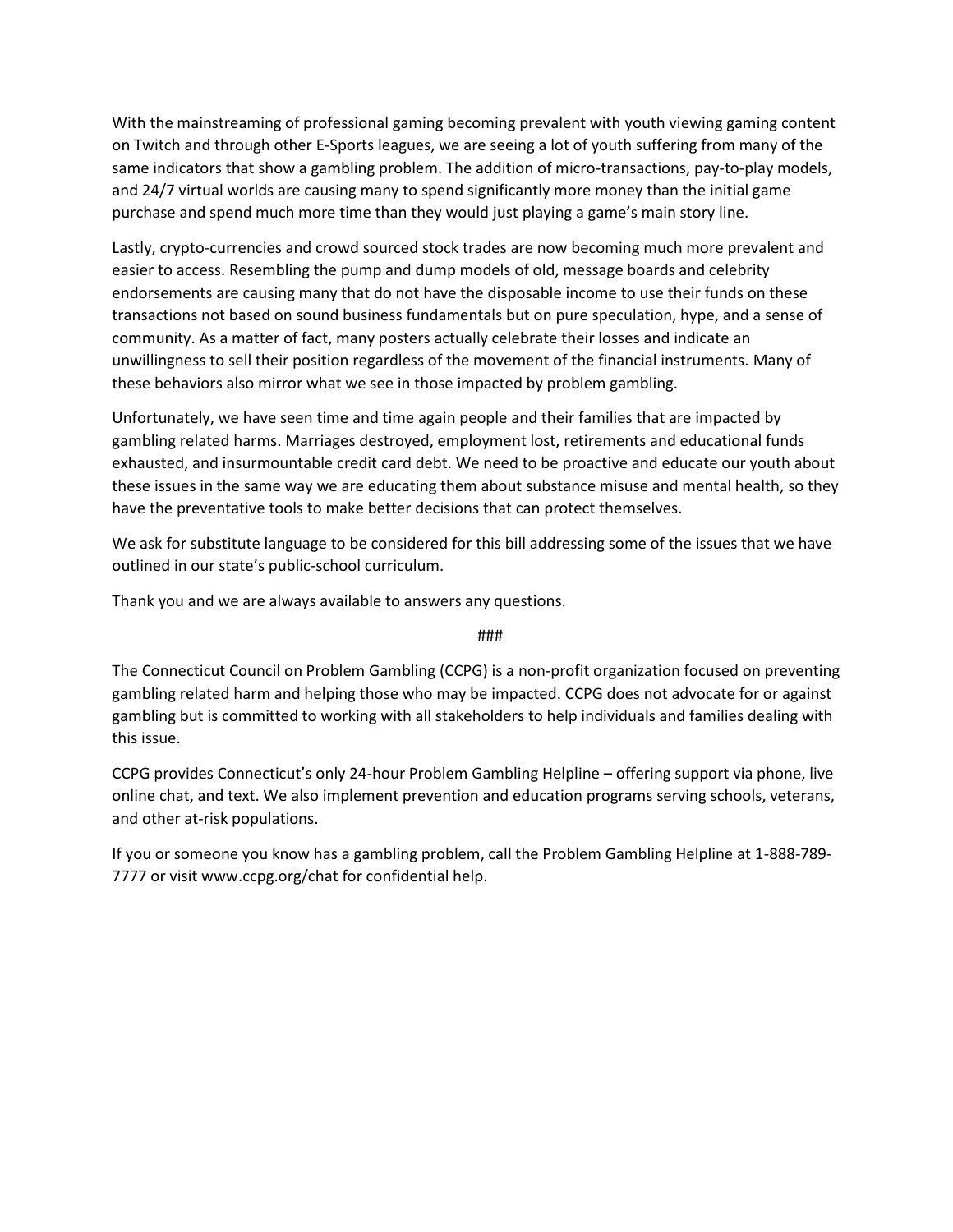With the mainstreaming of professional gaming becoming prevalent with youth viewing gaming content on Twitch and through other E-Sports leagues, we are seeing a lot of youth suffering from many of the same indicators that show a gambling problem. The addition of micro-transactions, pay-to-play models, and 24/7 virtual worlds are causing many to spend significantly more money than the initial game purchase and spend much more time than they would just playing a game's main story line.

Lastly, crypto-currencies and crowd sourced stock trades are now becoming much more prevalent and easier to access. Resembling the pump and dump models of old, message boards and celebrity endorsements are causing many that do not have the disposable income to use their funds on these transactions not based on sound business fundamentals but on pure speculation, hype, and a sense of community. As a matter of fact, many posters actually celebrate their losses and indicate an unwillingness to sell their position regardless of the movement of the financial instruments. Many of these behaviors also mirror what we see in those impacted by problem gambling.

Unfortunately, we have seen time and time again people and their families that are impacted by gambling related harms. Marriages destroyed, employment lost, retirements and educational funds exhausted, and insurmountable credit card debt. We need to be proactive and educate our youth about these issues in the same way we are educating them about substance misuse and mental health, so they have the preventative tools to make better decisions that can protect themselves.

We ask for substitute language to be considered for this bill addressing some of the issues that we have outlined in our state's public-school curriculum.

Thank you and we are always available to answers any questions.

###

The Connecticut Council on Problem Gambling (CCPG) is a non-profit organization focused on preventing gambling related harm and helping those who may be impacted. CCPG does not advocate for or against gambling but is committed to working with all stakeholders to help individuals and families dealing with this issue.

CCPG provides Connecticut's only 24-hour Problem Gambling Helpline – offering support via phone, live online chat, and text. We also implement prevention and education programs serving schools, veterans, and other at-risk populations.

If you or someone you know has a gambling problem, call the Problem Gambling Helpline at 1-888-789-7777 or visit www.ccpg.org/chat for confidential help.